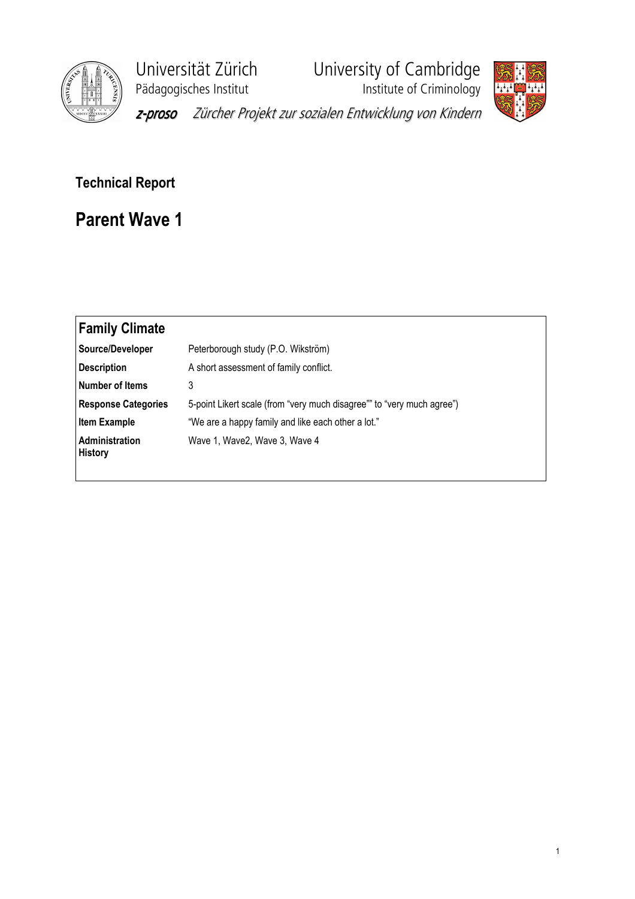Universität Zürich
Pädagogisches Institut

University of Cambridge
Institute of Criminology

*z-proso* *Zürcher Projekt zur sozialen Entwicklung von Kindern*

## Technical Report

# Parent Wave 1

| Family Climate | |
|---|---|
| **Source/Developer** | Peterborough study (P.O. Wikström) |
| **Description** | A short assessment of family conflict. |
| **Number of Items** | 3 |
| **Response Categories** | 5-point Likert scale (from "very much disagree"" to "very much agree") |
| **Item Example** | "We are a happy family and like each other a lot." |
| **Administration History** | Wave 1, Wave2, Wave 3, Wave 4 |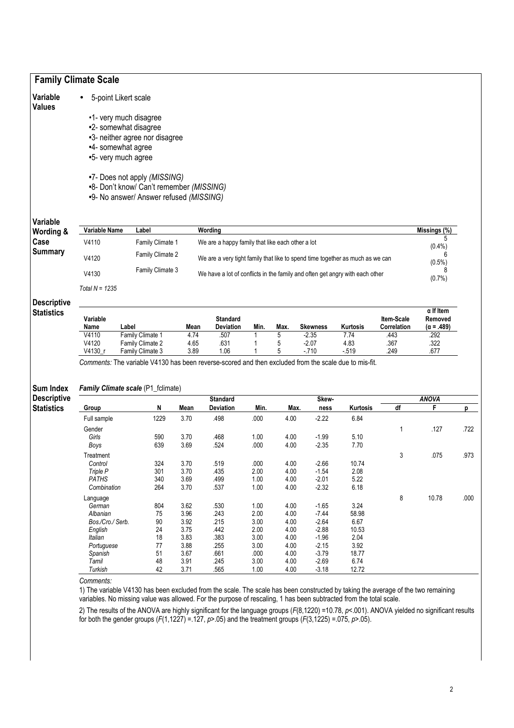## Family Climate Scale

### Variable Values

- 5-point Likert scale
  - 1- very much disagree
  - 2- somewhat disagree
  - 3- neither agree nor disagree
  - 4- somewhat agree
  - 5- very much agree

  - 7- Does not apply *(MISSING)*
  - 8- Don't know/ Can't remember *(MISSING)*
  - 9- No answer/ Answer refused *(MISSING)*

### Variable Wording & Case Summary

| Variable Name | Label | Wording | Missings (%) |
|---|---|---|---|
| V4110 | Family Climate 1 | We are a happy family that like each other a lot | 5 (0.4%) |
| V4120 | Family Climate 2 | We are a very tight family that like to spend time together as much as we can | 6 (0.5%) |
| V4130 | Family Climate 3 | We have a lot of conflicts in the family and often get angry with each other | 8 (0.7%) |

*Total N = 1235*

### Descriptive Statistics

| Variable Name | Label | Mean | Standard Deviation | Min. | Max. | Skewness | Kurtosis | Item-Scale Correlation | α If Item Removed (α = .489) |
|---|---|---|---|---|---|---|---|---|---|
| V4110 | Family Climate 1 | 4.74 | .507 | 1 | 5 | -2.35 | 7.74 | .443 | .292 |
| V4120 | Family Climate 2 | 4.65 | .631 | 1 | 5 | -2.07 | 4.83 | .367 | .322 |
| V4130_r | Family Climate 3 | 3.89 | 1.06 | 1 | 5 | -.710 | -.519 | .249 | .677 |

*Comments:* The variable V4130 has been reverse-scored and then excluded from the scale due to mis-fit.

### Sum Index Descriptive Statistics

***Family Climate scale*** (P1_fclimate)

| Group | N | Mean | Standard Deviation | Min. | Max. | Skew-ness | Kurtosis | ANOVA df | F | p |
|---|---|---|---|---|---|---|---|---|---|---|
| Full sample | 1229 | 3.70 | .498 | .000 | 4.00 | -2.22 | 6.84 | | | |
| Gender | | | | | | | | 1 | .127 | .722 |
| *Girls* | 590 | 3.70 | .468 | 1.00 | 4.00 | -1.99 | 5.10 | | | |
| *Boys* | 639 | 3.69 | .524 | .000 | 4.00 | -2.35 | 7.70 | | | |
| Treatment | | | | | | | | 3 | .075 | .973 |
| *Control* | 324 | 3.70 | .519 | .000 | 4.00 | -2.66 | 10.74 | | | |
| *Triple P* | 301 | 3.70 | .435 | 2.00 | 4.00 | -1.54 | 2.08 | | | |
| *PATHS* | 340 | 3.69 | .499 | 1.00 | 4.00 | -2.01 | 5.22 | | | |
| *Combination* | 264 | 3.70 | .537 | 1.00 | 4.00 | -2.32 | 6.18 | | | |
| Language | | | | | | | | 8 | 10.78 | .000 |
| *German* | 804 | 3.62 | .530 | 1.00 | 4.00 | -1.65 | 3.24 | | | |
| *Albanian* | 75 | 3.96 | .243 | 2.00 | 4.00 | -7.44 | 58.98 | | | |
| *Bos./Cro./ Serb.* | 90 | 3.92 | .215 | 3.00 | 4.00 | -2.64 | 6.67 | | | |
| *English* | 24 | 3.75 | .442 | 2.00 | 4.00 | -2.88 | 10.53 | | | |
| *Italian* | 18 | 3.83 | .383 | 3.00 | 4.00 | -1.96 | 2.04 | | | |
| *Portuguese* | 77 | 3.88 | .255 | 3.00 | 4.00 | -2.15 | 3.92 | | | |
| *Spanish* | 51 | 3.67 | .661 | .000 | 4.00 | -3.79 | 18.77 | | | |
| *Tamil* | 48 | 3.91 | .245 | 3.00 | 4.00 | -2.69 | 6.74 | | | |
| *Turkish* | 42 | 3.71 | .565 | 1.00 | 4.00 | -3.18 | 12.72 | | | |

*Comments:*

1) The variable V4130 has been excluded from the scale. The scale has been constructed by taking the average of the two remaining variables. No missing value was allowed. For the purpose of rescaling, 1 has been subtracted from the total scale.

2) The results of the ANOVA are highly significant for the language groups ($F(8,1220) = 10.78$, $p < .001$). ANOVA yielded no significant results for both the gender groups ($F(1,1227) = .127$, $p > .05$) and the treatment groups ($F(3,1225) = .075$, $p > .05$).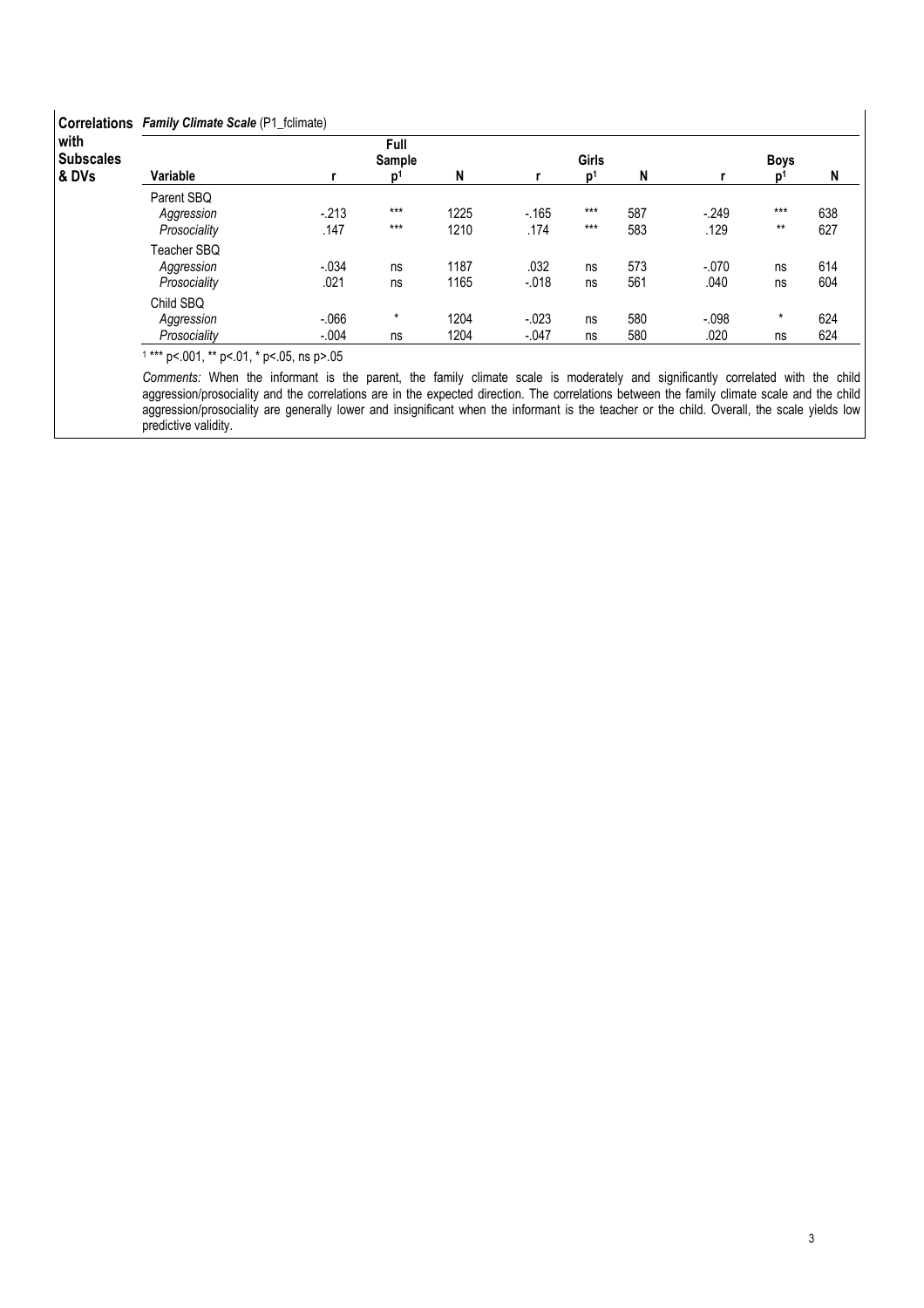**Correlations with Subscales & DVs**

***Family Climate Scale*** (P1_fclimate)

| Variable | Full Sample r | Full Sample p[1] | Full Sample N | Girls r | Girls p[1] | Girls N | Boys r | Boys p[1] | Boys N |
|---|---|---|---|---|---|---|---|---|---|
| Parent SBQ | | | | | | | | | |
| *Aggression* | -.213 | *** | 1225 | -.165 | *** | 587 | -.249 | *** | 638 |
| *Prosociality* | .147 | *** | 1210 | .174 | *** | 583 | .129 | ** | 627 |
| Teacher SBQ | | | | | | | | | |
| *Aggression* | -.034 | ns | 1187 | .032 | ns | 573 | -.070 | ns | 614 |
| *Prosociality* | .021 | ns | 1165 | -.018 | ns | 561 | .040 | ns | 604 |
| Child SBQ | | | | | | | | | |
| *Aggression* | -.066 | * | 1204 | -.023 | ns | 580 | -.098 | * | 624 |
| *Prosociality* | -.004 | ns | 1204 | -.047 | ns | 580 | .020 | ns | 624 |

[1] *** p<.001, ** p<.01, * p<.05, ns p>.05

*Comments:* When the informant is the parent, the family climate scale is moderately and significantly correlated with the child aggression/prosociality and the correlations are in the expected direction. The correlations between the family climate scale and the child aggression/prosociality are generally lower and insignificant when the informant is the teacher or the child. Overall, the scale yields low predictive validity.